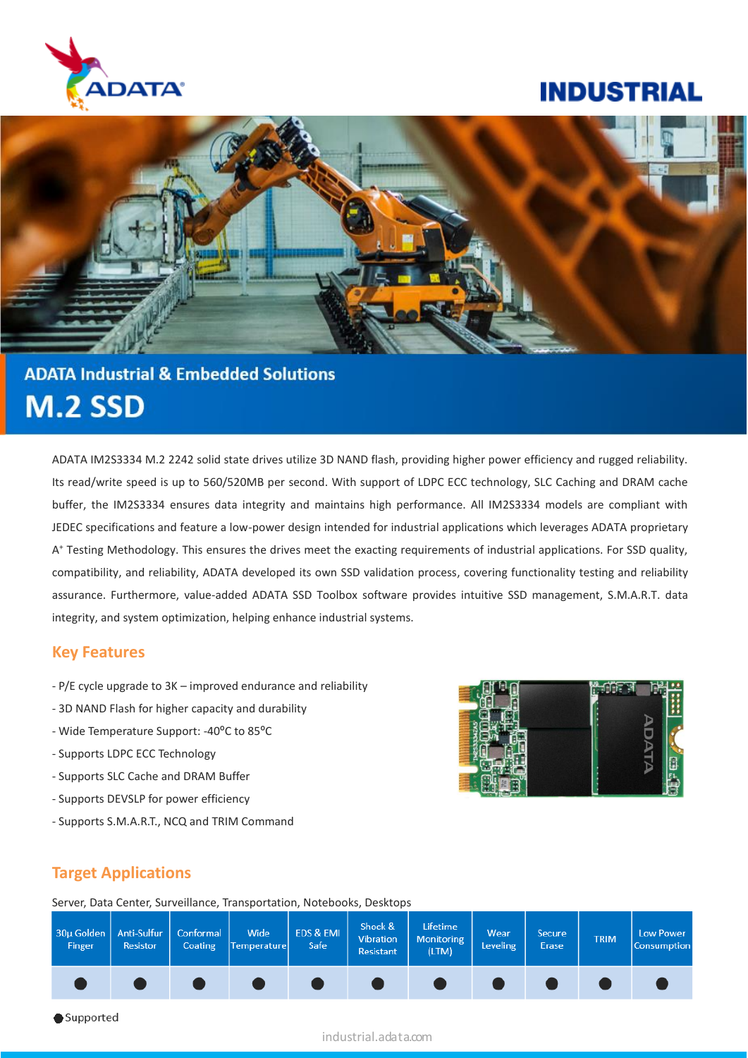ADATA

INDUSTRIAL

## ADATA Industrial & Embedded Solutions

# M.2 SSD

ADATA IM2S3334 M.2 2242 solid state drives utilize 3D NAND flash, providing higher power efficiency and rugged reliability. Its read/write speed is up to 560/520MB per second. With support of LDPC ECC technology, SLC Caching and DRAM cache buffer, the IM2S3334 ensures data integrity and maintains high performance. All IM2S3334 models are compliant with JEDEC specifications and feature a low-power design intended for industrial applications which leverages ADATA proprietary A+ Testing Methodology. This ensures the drives meet the exacting requirements of industrial applications. For SSD quality, compatibility, and reliability, ADATA developed its own SSD validation process, covering functionality testing and reliability assurance. Furthermore, value-added ADATA SSD Toolbox software provides intuitive SSD management, S.M.A.R.T. data integrity, and system optimization, helping enhance industrial systems.

## Key Features

- P/E cycle upgrade to 3K – improved endurance and reliability
- 3D NAND Flash for higher capacity and durability
- Wide Temperature Support: -40ºC to 85ºC
- Supports LDPC ECC Technology
- Supports SLC Cache and DRAM Buffer
- Supports DEVSLP for power efficiency
- Supports S.M.A.R.T., NCQ and TRIM Command

## Target Applications

Server, Data Center, Surveillance, Transportation, Notebooks, Desktops

| 30μ Golden Finger | Anti-Sulfur Resistor | Conformal Coating | Wide Temperature | EDS & EMI Safe | Shock & Vibration Resistant | Lifetime Monitoring (LTM) | Wear Leveling | Secure Erase | TRIM | Low Power Consumption |
|---|---|---|---|---|---|---|---|---|---|---|
| ● | ● | ● | ● | ● | ● | ● | ● | ● | ● | ● |

● Supported

industrial.adata.com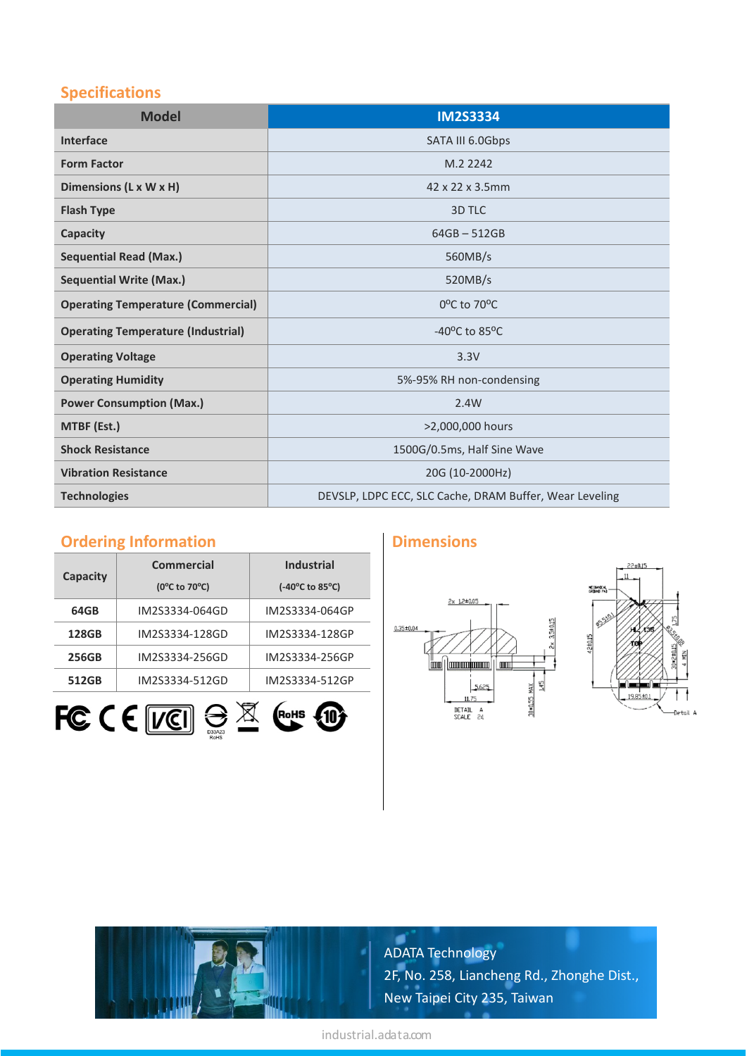## Specifications

| Model | IM2S3334 |
|---|---|
| Interface | SATA III 6.0Gbps |
| Form Factor | M.2 2242 |
| Dimensions (L x W x H) | 42 x 22 x 3.5mm |
| Flash Type | 3D TLC |
| Capacity | 64GB – 512GB |
| Sequential Read (Max.) | 560MB/s |
| Sequential Write (Max.) | 520MB/s |
| Operating Temperature (Commercial) | 0ºC to 70ºC |
| Operating Temperature (Industrial) | -40ºC to 85ºC |
| Operating Voltage | 3.3V |
| Operating Humidity | 5%-95% RH non-condensing |
| Power Consumption (Max.) | 2.4W |
| MTBF (Est.) | >2,000,000 hours |
| Shock Resistance | 1500G/0.5ms, Half Sine Wave |
| Vibration Resistance | 20G (10-2000Hz) |
| Technologies | DEVSLP, LDPC ECC, SLC Cache, DRAM Buffer, Wear Leveling |

## Ordering Information

| Capacity | Commercial (0ºC to 70ºC) | Industrial (-40ºC to 85ºC) |
|---|---|---|
| 64GB | IM2S3334-064GD | IM2S3334-064GP |
| 128GB | IM2S3334-128GD | IM2S3334-128GP |
| 256GB | IM2S3334-256GD | IM2S3334-256GP |
| 512GB | IM2S3334-512GD | IM2S3334-512GP |

## Dimensions

2x 1.2±0.05
0.35±0.04
2x 3.5±0.15
5.625
11.75
1.45
30±0.55 MAX
DETAIL A
SCALE 2:1

22±0.15
11
MECHANICAL GROUND PAD
Ø5.5±0.1
1.75
HL 135
TOP
Ø3.5±0.08
42±0.15
30±0.15
4 MIN
19.85±0.1
Detail A

ADATA Technology
2F, No. 258, Liancheng Rd., Zhonghe Dist.,
New Taipei City 235, Taiwan

industrial.adata.com